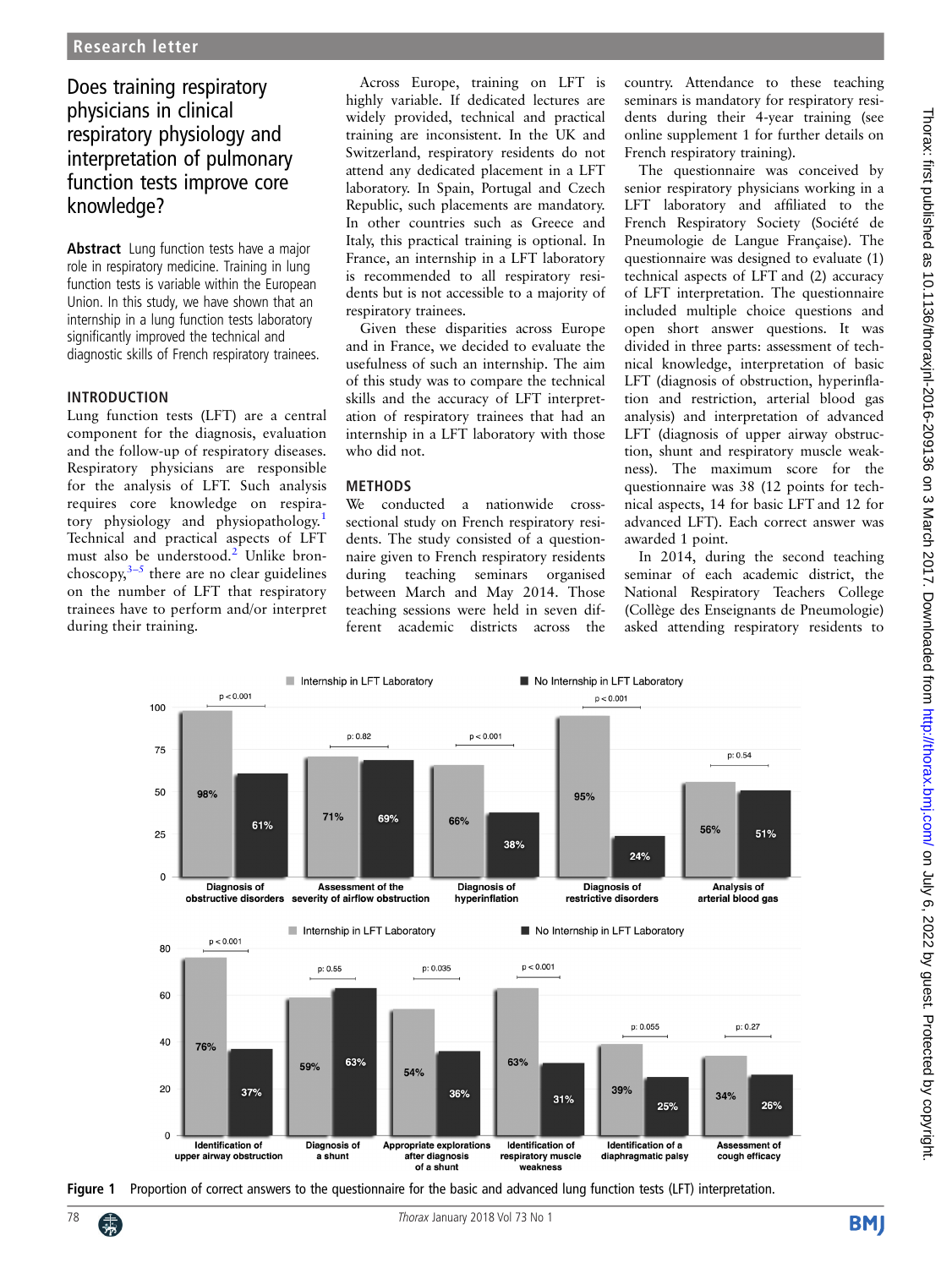Research letter

# Does training respiratory physicians in clinical respiratory physiology and interpretation of pulmonary function tests improve core knowledge?

**Abstract** Lung function tests have a major role in respiratory medicine. Training in lung function tests is variable within the European Union. In this study, we have shown that an internship in a lung function tests laboratory significantly improved the technical and diagnostic skills of French respiratory trainees.

## INTRODUCTION

Lung function tests (LFT) are a central component for the diagnosis, evaluation and the follow-up of respiratory diseases. Respiratory physicians are responsible for the analysis of LFT. Such analysis requires core knowledge on respiratory physiology and physiopathology.[1] Technical and practical aspects of LFT must also be understood.[2] Unlike bronchoscopy,[3–5] there are no clear guidelines on the number of LFT that respiratory trainees have to perform and/or interpret during their training.

Across Europe, training on LFT is highly variable. If dedicated lectures are widely provided, technical and practical training are inconsistent. In the UK and Switzerland, respiratory residents do not attend any dedicated placement in a LFT laboratory. In Spain, Portugal and Czech Republic, such placements are mandatory. In other countries such as Greece and Italy, this practical training is optional. In France, an internship in a LFT laboratory is recommended to all respiratory residents but is not accessible to a majority of respiratory trainees.

Given these disparities across Europe and in France, we decided to evaluate the usefulness of such an internship. The aim of this study was to compare the technical skills and the accuracy of LFT interpretation of respiratory trainees that had an internship in a LFT laboratory with those who did not.

## METHODS

We conducted a nationwide cross-sectional study on French respiratory residents. The study consisted of a questionnaire given to French respiratory residents during teaching seminars organised between March and May 2014. Those teaching sessions were held in seven different academic districts across the country. Attendance to these teaching seminars is mandatory for respiratory residents during their 4-year training (see online supplement 1 for further details on French respiratory training).

The questionnaire was conceived by senior respiratory physicians working in a LFT laboratory and affiliated to the French Respiratory Society (Société de Pneumologie de Langue Française). The questionnaire was designed to evaluate (1) technical aspects of LFT and (2) accuracy of LFT interpretation. The questionnaire included multiple choice questions and open short answer questions. It was divided in three parts: assessment of technical knowledge, interpretation of basic LFT (diagnosis of obstruction, hyperinflation and restriction, arterial blood gas analysis) and interpretation of advanced LFT (diagnosis of upper airway obstruction, shunt and respiratory muscle weakness). The maximum score for the questionnaire was 38 (12 points for technical aspects, 14 for basic LFT and 12 for advanced LFT). Each correct answer was awarded 1 point.

In 2014, during the second teaching seminar of each academic district, the National Respiratory Teachers College (Collège des Enseignants de Pneumologie) asked attending respiratory residents to

| | Internship in LFT Laboratory | No Internship in LFT Laboratory | p |
|---|---|---|---|
| Diagnosis of obstructive disorders | 98% | 61% | $p < 0.001$ |
| Assessment of the severity of airflow obstruction | 71% | 69% | p: 0.82 |
| Diagnosis of hyperinflation | 66% | 38% | $p < 0.001$ |
| Diagnosis of restrictive disorders | 95% | 24% | $p < 0.001$ |
| Analysis of arterial blood gas | 56% | 51% | p: 0.54 |

| | Internship in LFT Laboratory | No Internship in LFT Laboratory | p |
|---|---|---|---|
| Identification of upper airway obstruction | 76% | 37% | $p < 0.001$ |
| Diagnosis of a shunt | 59% | 63% | p: 0.55 |
| Appropriate explorations after diagnosis of a shunt | 54% | 36% | p: 0.035 |
| Identification of respiratory muscle weakness | 63% | 31% | $p < 0.001$ |
| Identification of a diaphragmatic palsy | 39% | 25% | p: 0.055 |
| Assessment of cough efficacy | 34% | 26% | p: 0.27 |

**Figure 1** Proportion of correct answers to the questionnaire for the basic and advanced lung function tests (LFT) interpretation.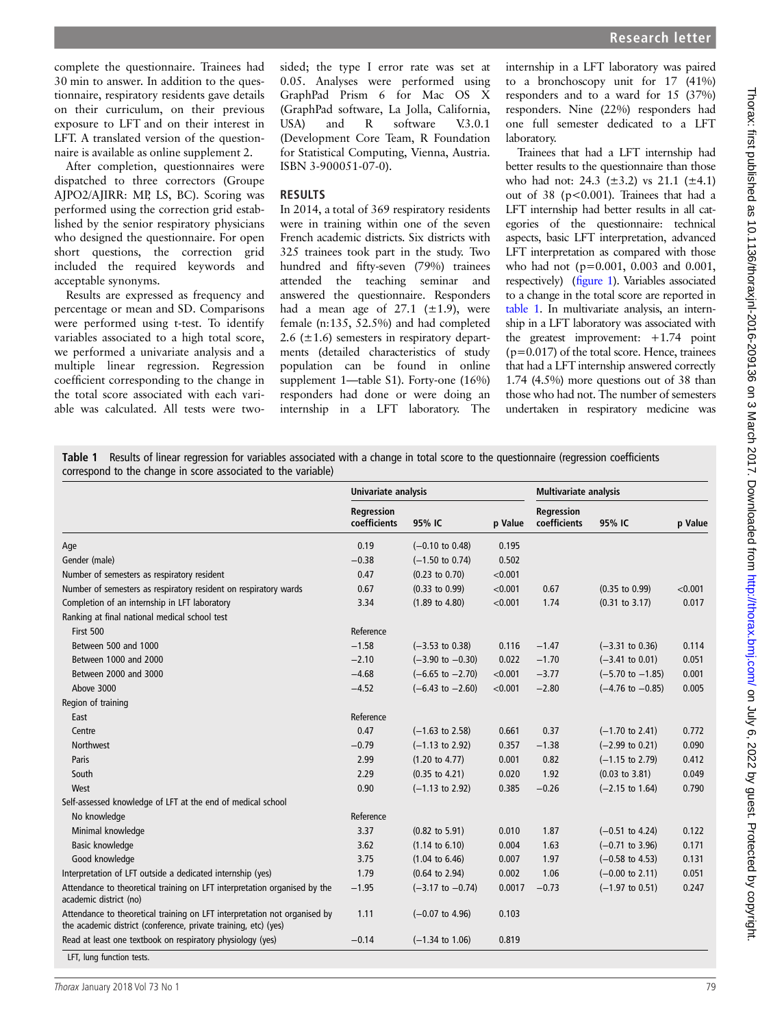complete the questionnaire. Trainees had 30 min to answer. In addition to the questionnaire, respiratory residents gave details on their curriculum, on their previous exposure to LFT and on their interest in LFT. A translated version of the questionnaire is available as online supplement 2.

After completion, questionnaires were dispatched to three correctors (Groupe AJPO2/AJIRR: MP, LS, BC). Scoring was performed using the correction grid established by the senior respiratory physicians who designed the questionnaire. For open short questions, the correction grid included the required keywords and acceptable synonyms.

Results are expressed as frequency and percentage or mean and SD. Comparisons were performed using t-test. To identify variables associated to a high total score, we performed a univariate analysis and a multiple linear regression. Regression coefficient corresponding to the change in the total score associated with each variable was calculated. All tests were two-sided; the type I error rate was set at 0.05. Analyses were performed using GraphPad Prism 6 for Mac OS X (GraphPad software, La Jolla, California, USA) and R software V.3.0.1 (Development Core Team, R Foundation for Statistical Computing, Vienna, Austria. ISBN 3-900051-07-0).

## RESULTS

In 2014, a total of 369 respiratory residents were in training within one of the seven French academic districts. Six districts with 325 trainees took part in the study. Two hundred and fifty-seven (79%) trainees attended the teaching seminar and answered the questionnaire. Responders had a mean age of 27.1 (±1.9), were female (n:135, 52.5%) and had completed 2.6 (±1.6) semesters in respiratory departments (detailed characteristics of study population can be found in online supplement 1—table S1). Forty-one (16%) responders had done or were doing an internship in a LFT laboratory. The internship in a LFT laboratory was paired to a bronchoscopy unit for 17 (41%) responders and to a ward for 15 (37%) responders. Nine (22%) responders had one full semester dedicated to a LFT laboratory.

Trainees that had a LFT internship had better results to the questionnaire than those who had not: 24.3 (±3.2) vs 21.1 (±4.1) out of 38 ($p<0.001$). Trainees that had a LFT internship had better results in all categories of the questionnaire: technical aspects, basic LFT interpretation, advanced LFT interpretation as compared with those who had not ($p=0.001$, 0.003 and 0.001, respectively) (figure 1). Variables associated to a change in the total score are reported in table 1. In multivariate analysis, an internship in a LFT laboratory was associated with the greatest improvement: +1.74 point ($p=0.017$) of the total score. Hence, trainees that had a LFT internship answered correctly 1.74 (4.5%) more questions out of 38 than those who had not. The number of semesters undertaken in respiratory medicine was

**Table 1** Results of linear regression for variables associated with a change in total score to the questionnaire (regression coefficients correspond to the change in score associated to the variable)

| | Univariate analysis | | | Multivariate analysis | | |
|---|---|---|---|---|---|---|
| | Regression coefficients | 95% IC | p Value | Regression coefficients | 95% IC | p Value |
| Age | 0.19 | (−0.10 to 0.48) | 0.195 | | | |
| Gender (male) | −0.38 | (−1.50 to 0.74) | 0.502 | | | |
| Number of semesters as respiratory resident | 0.47 | (0.23 to 0.70) | <0.001 | | | |
| Number of semesters as respiratory resident on respiratory wards | 0.67 | (0.33 to 0.99) | <0.001 | 0.67 | (0.35 to 0.99) | <0.001 |
| Completion of an internship in LFT laboratory | 3.34 | (1.89 to 4.80) | <0.001 | 1.74 | (0.31 to 3.17) | 0.017 |
| Ranking at final national medical school test | | | | | | |
| First 500 | Reference | | | | | |
| Between 500 and 1000 | −1.58 | (−3.53 to 0.38) | 0.116 | −1.47 | (−3.31 to 0.36) | 0.114 |
| Between 1000 and 2000 | −2.10 | (−3.90 to −0.30) | 0.022 | −1.70 | (−3.41 to 0.01) | 0.051 |
| Between 2000 and 3000 | −4.68 | (−6.65 to −2.70) | <0.001 | −3.77 | (−5.70 to −1.85) | 0.001 |
| Above 3000 | −4.52 | (−6.43 to −2.60) | <0.001 | −2.80 | (−4.76 to −0.85) | 0.005 |
| Region of training | | | | | | |
| East | Reference | | | | | |
| Centre | 0.47 | (−1.63 to 2.58) | 0.661 | 0.37 | (−1.70 to 2.41) | 0.772 |
| Northwest | −0.79 | (−1.13 to 2.92) | 0.357 | −1.38 | (−2.99 to 0.21) | 0.090 |
| Paris | 2.99 | (1.20 to 4.77) | 0.001 | 0.82 | (−1.15 to 2.79) | 0.412 |
| South | 2.29 | (0.35 to 4.21) | 0.020 | 1.92 | (0.03 to 3.81) | 0.049 |
| West | 0.90 | (−1.13 to 2.92) | 0.385 | −0.26 | (−2.15 to 1.64) | 0.790 |
| Self-assessed knowledge of LFT at the end of medical school | | | | | | |
| No knowledge | Reference | | | | | |
| Minimal knowledge | 3.37 | (0.82 to 5.91) | 0.010 | 1.87 | (−0.51 to 4.24) | 0.122 |
| Basic knowledge | 3.62 | (1.14 to 6.10) | 0.004 | 1.63 | (−0.71 to 3.96) | 0.171 |
| Good knowledge | 3.75 | (1.04 to 6.46) | 0.007 | 1.97 | (−0.58 to 4.53) | 0.131 |
| Interpretation of LFT outside a dedicated internship (yes) | 1.79 | (0.64 to 2.94) | 0.002 | 1.06 | (−0.00 to 2.11) | 0.051 |
| Attendance to theoretical training on LFT interpretation organised by the academic district (no) | −1.95 | (−3.17 to −0.74) | 0.0017 | −0.73 | (−1.97 to 0.51) | 0.247 |
| Attendance to theoretical training on LFT interpretation not organised by the academic district (conference, private training, etc) (yes) | 1.11 | (−0.07 to 4.96) | 0.103 | | | |
| Read at least one textbook on respiratory physiology (yes) | −0.14 | (−1.34 to 1.06) | 0.819 | | | |

LFT, lung function tests.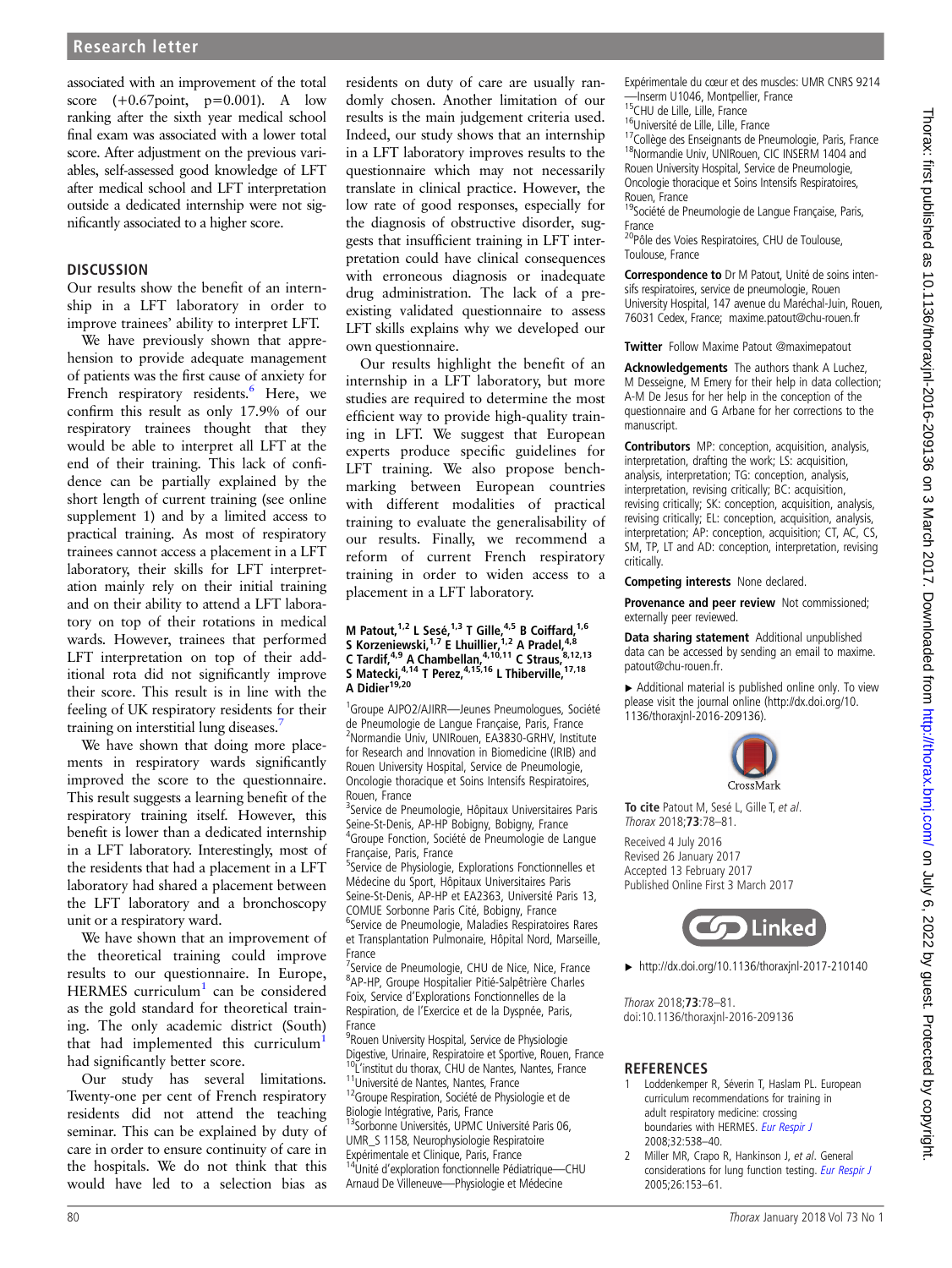associated with an improvement of the total score (+0.67point, p=0.001). A low ranking after the sixth year medical school final exam was associated with a lower total score. After adjustment on the previous variables, self-assessed good knowledge of LFT after medical school and LFT interpretation outside a dedicated internship were not significantly associated to a higher score.

## DISCUSSION

Our results show the benefit of an internship in a LFT laboratory in order to improve trainees' ability to interpret LFT.

We have previously shown that apprehension to provide adequate management of patients was the first cause of anxiety for French respiratory residents.[6] Here, we confirm this result as only 17.9% of our respiratory trainees thought that they would be able to interpret all LFT at the end of their training. This lack of confidence can be partially explained by the short length of current training (see online supplement 1) and by a limited access to practical training. As most of respiratory trainees cannot access a placement in a LFT laboratory, their skills for LFT interpretation mainly rely on their initial training and on their ability to attend a LFT laboratory on top of their rotations in medical wards. However, trainees that performed LFT interpretation on top of their additional rota did not significantly improve their score. This result is in line with the feeling of UK respiratory residents for their training on interstitial lung diseases.[7]

We have shown that doing more placements in respiratory wards significantly improved the score to the questionnaire. This result suggests a learning benefit of the respiratory training itself. However, this benefit is lower than a dedicated internship in a LFT laboratory. Interestingly, most of the residents that had a placement in a LFT laboratory had shared a placement between the LFT laboratory and a bronchoscopy unit or a respiratory ward.

We have shown that an improvement of the theoretical training could improve results to our questionnaire. In Europe, HERMES curriculum[1] can be considered as the gold standard for theoretical training. The only academic district (South) that had implemented this curriculum[1] had significantly better score.

Our study has several limitations. Twenty-one per cent of French respiratory residents did not attend the teaching seminar. This can be explained by duty of care in order to ensure continuity of care in the hospitals. We do not think that this would have led to a selection bias as residents on duty of care are usually randomly chosen. Another limitation of our results is the main judgement criteria used. Indeed, our study shows that an internship in a LFT laboratory improves results to the questionnaire which may not necessarily translate in clinical practice. However, the low rate of good responses, especially for the diagnosis of obstructive disorder, suggests that insufficient training in LFT interpretation could have clinical consequences with erroneous diagnosis or inadequate drug administration. The lack of a pre-existing validated questionnaire to assess LFT skills explains why we developed our own questionnaire.

Our results highlight the benefit of an internship in a LFT laboratory, but more studies are required to determine the most efficient way to provide high-quality training in LFT. We suggest that European experts produce specific guidelines for LFT training. We also propose benchmarking between European countries with different modalities of practical training to evaluate the generalisability of our results. Finally, we recommend a reform of current French respiratory training in order to widen access to a placement in a LFT laboratory.

**M Patout,[1,2] L Sesé,[1,3] T Gille,[4,5] B Coiffard,[1,6] S Korzeniewski,[1,7] E Lhuillier,[1,2] A Pradel,[4,8] C Tardif,[4,9] A Chambellan,[4,10,11] C Straus,[8,12,13] S Matecki,[4,14] T Perez,[4,15,16] L Thiberville,[17,18] A Didier[19,20]**

[1]Groupe AJPO2/AJIRR—Jeunes Pneumologues, Société de Pneumologie de Langue Française, Paris, France
[2]Normandie Univ, UNIRouen, EA3830-GRHV, Institute for Research and Innovation in Biomedicine (IRIB) and Rouen University Hospital, Service de Pneumologie, Oncologie thoracique et Soins Intensifs Respiratoires, Rouen, France
[3]Service de Pneumologie, Hôpitaux Universitaires Paris Seine-St-Denis, AP-HP Bobigny, Bobigny, France
[4]Groupe Fonction, Société de Pneumologie de Langue Française, Paris, France
[5]Service de Physiologie, Explorations Fonctionnelles et Médecine du Sport, Hôpitaux Universitaires Paris Seine-St-Denis, AP-HP et EA2363, Université Paris 13, COMUE Sorbonne Paris Cité, Bobigny, France
[6]Service de Pneumologie, Maladies Respiratoires Rares et Transplantation Pulmonaire, Hôpital Nord, Marseille, France
[7]Service de Pneumologie, CHU de Nice, Nice, France
[8]AP-HP, Groupe Hospitalier Pitié-Salpêtrière Charles Foix, Service d'Explorations Fonctionnelles de la Respiration, de l'Exercice et de la Dyspnée, Paris, France
[9]Rouen University Hospital, Service de Physiologie Digestive, Urinaire, Respiratoire et Sportive, Rouen, France
[10]L'institut du thorax, CHU de Nantes, Nantes, France
[11]Université de Nantes, Nantes, France
[12]Groupe Respiration, Société de Physiologie et de Biologie Intégrative, Paris, France
[13]Sorbonne Universités, UPMC Université Paris 06, UMR_S 1158, Neurophysiologie Respiratoire Expérimentale et Clinique, Paris, France
[14]Unité d'exploration fonctionnelle Pédiatrique—CHU Arnaud De Villeneuve—Physiologie et Médecine Expérimentale du cœur et des muscles: UMR CNRS 9214—Inserm U1046, Montpellier, France
[15]CHU de Lille, Lille, France
[16]Université de Lille, Lille, France
[17]Collège des Enseignants de Pneumologie, Paris, France
[18]Normandie Univ, UNIRouen, CIC INSERM 1404 and Rouen University Hospital, Service de Pneumologie, Oncologie thoracique et Soins Intensifs Respiratoires, Rouen, France
[19]Société de Pneumologie de Langue Française, Paris, France
[20]Pôle des Voies Respiratoires, CHU de Toulouse, Toulouse, France

**Correspondence to** Dr M Patout, Unité de soins intensifs respiratoires, service de pneumologie, Rouen University Hospital, 147 avenue du Maréchal-Juin, Rouen, 76031 Cedex, France; maxime.patout@chu-rouen.fr

**Twitter** Follow Maxime Patout @maximepatout

**Acknowledgements** The authors thank A Luchez, M Desseigne, M Emery for their help in data collection; A-M De Jesus for her help in the conception of the questionnaire and G Arbane for her corrections to the manuscript.

**Contributors** MP: conception, acquisition, analysis, interpretation, drafting the work; LS: acquisition, analysis, interpretation; TG: conception, analysis, interpretation, revising critically; BC: acquisition, revising critically; SK: conception, acquisition, analysis, revising critically; EL: conception, acquisition, analysis, interpretation; AP: conception, acquisition; CT, AC, CS, SM, TP, LT and AD: conception, interpretation, revising critically.

**Competing interests** None declared.

**Provenance and peer review** Not commissioned; externally peer reviewed.

**Data sharing statement** Additional unpublished data can be accessed by sending an email to maxime.patout@chu-rouen.fr.

► Additional material is published online only. To view please visit the journal online (http://dx.doi.org/10.1136/thoraxjnl-2016-209136).

**To cite** Patout M, Sesé L, Gille T, *et al*. *Thorax* 2018;**73**:78–81.

Received 4 July 2016
Revised 26 January 2017
Accepted 13 February 2017
Published Online First 3 March 2017

► http://dx.doi.org/10.1136/thoraxjnl-2017-210140

*Thorax* 2018;**73**:78–81.
doi:10.1136/thoraxjnl-2016-209136

## REFERENCES

1. Loddenkemper R, Séverin T, Haslam PL. European curriculum recommendations for training in adult respiratory medicine: crossing boundaries with HERMES. *Eur Respir J* 2008;32:538–40.
2. Miller MR, Crapo R, Hankinson J, *et al*. General considerations for lung function testing. *Eur Respir J* 2005;26:153–61.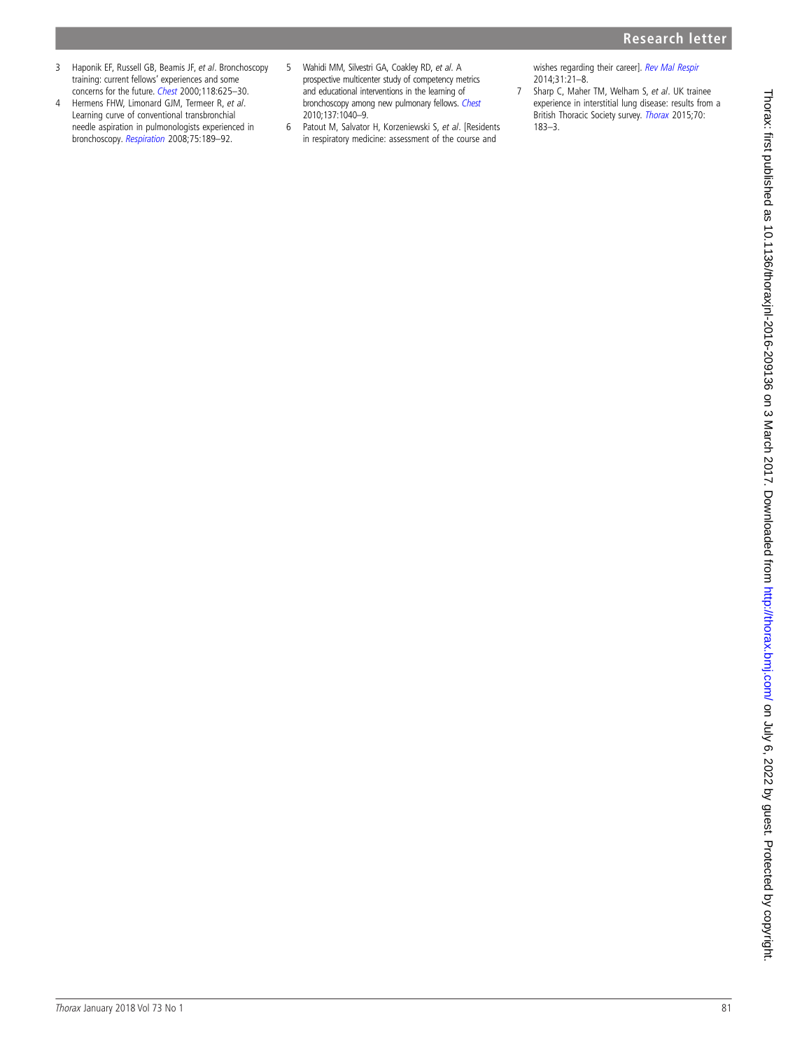3. Haponik EF, Russell GB, Beamis JF, *et al*. Bronchoscopy training: current fellows' experiences and some concerns for the future. *Chest* 2000;118:625–30.
4. Hermens FHW, Limonard GJM, Termeer R, *et al*. Learning curve of conventional transbronchial needle aspiration in pulmonologists experienced in bronchoscopy. *Respiration* 2008;75:189–92.
5. Wahidi MM, Silvestri GA, Coakley RD, *et al.* A prospective multicenter study of competency metrics and educational interventions in the learning of bronchoscopy among new pulmonary fellows. *Chest* 2010;137:1040–9.
6. Patout M, Salvator H, Korzeniewski S, *et al*. [Residents in respiratory medicine: assessment of the course and wishes regarding their career]. *Rev Mal Respir* 2014;31:21–8.
7. Sharp C, Maher TM, Welham S, *et al*. UK trainee experience in interstitial lung disease: results from a British Thoracic Society survey. *Thorax* 2015;70:183–3.